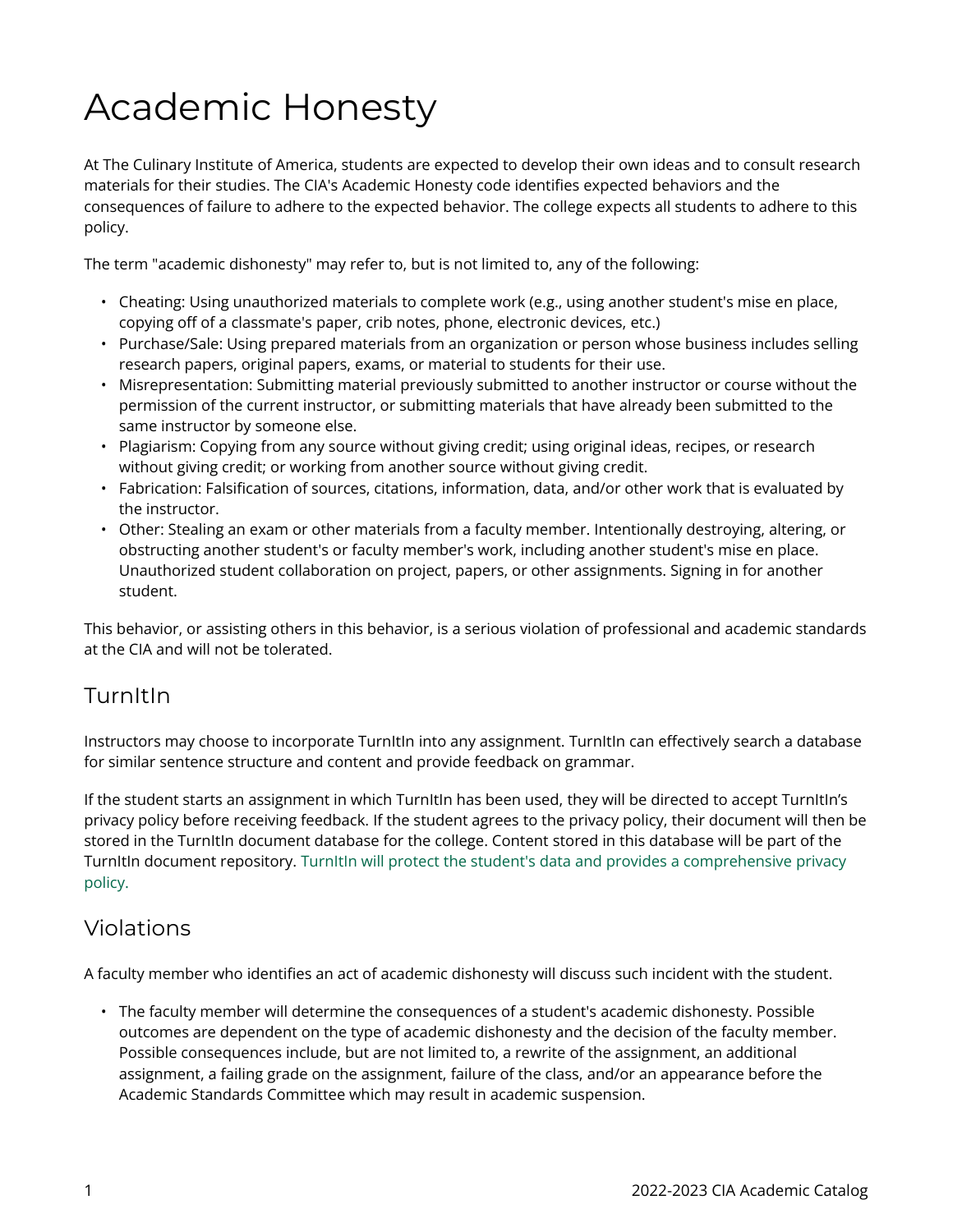# Academic Honesty

At The Culinary Institute of America, students are expected to develop their own ideas and to consult research materials for their studies. The CIA's Academic Honesty code identifies expected behaviors and the consequences of failure to adhere to the expected behavior. The college expects all students to adhere to this policy.

The term "academic dishonesty" may refer to, but is not limited to, any of the following:

- Cheating: Using unauthorized materials to complete work (e.g., using another student's mise en place, copying off of a classmate's paper, crib notes, phone, electronic devices, etc.)
- Purchase/Sale: Using prepared materials from an organization or person whose business includes selling research papers, original papers, exams, or material to students for their use.
- Misrepresentation: Submitting material previously submitted to another instructor or course without the permission of the current instructor, or submitting materials that have already been submitted to the same instructor by someone else.
- Plagiarism: Copying from any source without giving credit; using original ideas, recipes, or research without giving credit; or working from another source without giving credit.
- Fabrication: Falsification of sources, citations, information, data, and/or other work that is evaluated by the instructor.
- Other: Stealing an exam or other materials from a faculty member. Intentionally destroying, altering, or obstructing another student's or faculty member's work, including another student's mise en place. Unauthorized student collaboration on project, papers, or other assignments. Signing in for another student.

This behavior, or assisting others in this behavior, is a serious violation of professional and academic standards at the CIA and will not be tolerated.

## TurnItIn

Instructors may choose to incorporate TurnItIn into any assignment. TurnItIn can effectively search a database for similar sentence structure and content and provide feedback on grammar.

If the student starts an assignment in which TurnItIn has been used, they will be directed to accept TurnItIn's privacy policy before receiving feedback. If the student agrees to the privacy policy, their document will then be stored in the TurnItIn document database for the college. Content stored in this database will be part of the TurnItIn document repository. TurnItIn will protect the student's data and provides a comprehensive privacy policy.

## Violations

A faculty member who identifies an act of academic dishonesty will discuss such incident with the student.

- The faculty member will determine the consequences of a student's academic dishonesty. Possible outcomes are dependent on the type of academic dishonesty and the decision of the faculty member. Possible consequences include, but are not limited to, a rewrite of the assignment, an additional assignment, a failing grade on the assignment, failure of the class, and/or an appearance before the Academic Standards Committee which may result in academic suspension.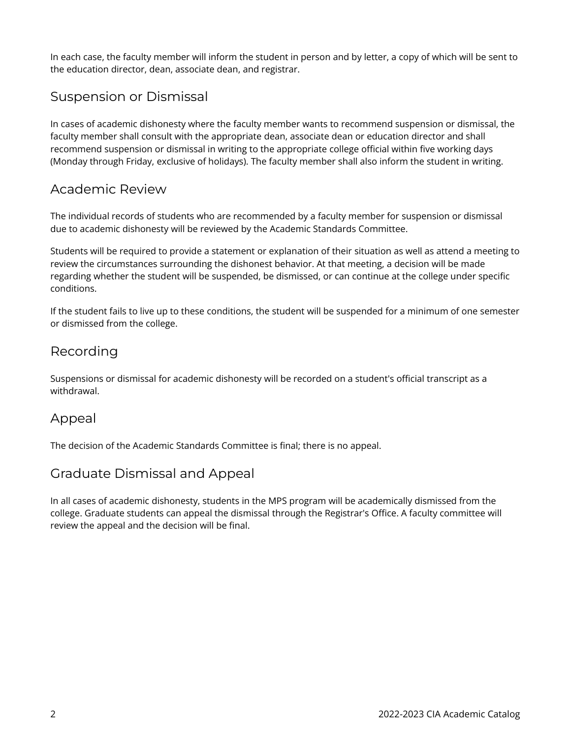In each case, the faculty member will inform the student in person and by letter, a copy of which will be sent to the education director, dean, associate dean, and registrar.

## Suspension or Dismissal

In cases of academic dishonesty where the faculty member wants to recommend suspension or dismissal, the faculty member shall consult with the appropriate dean, associate dean or education director and shall recommend suspension or dismissal in writing to the appropriate college official within five working days (Monday through Friday, exclusive of holidays). The faculty member shall also inform the student in writing.

## Academic Review

The individual records of students who are recommended by a faculty member for suspension or dismissal due to academic dishonesty will be reviewed by the Academic Standards Committee.

Students will be required to provide a statement or explanation of their situation as well as attend a meeting to review the circumstances surrounding the dishonest behavior. At that meeting, a decision will be made regarding whether the student will be suspended, be dismissed, or can continue at the college under specific conditions.

If the student fails to live up to these conditions, the student will be suspended for a minimum of one semester or dismissed from the college.

## Recording

Suspensions or dismissal for academic dishonesty will be recorded on a student's official transcript as a withdrawal.

## Appeal

The decision of the Academic Standards Committee is final; there is no appeal.

## Graduate Dismissal and Appeal

In all cases of academic dishonesty, students in the MPS program will be academically dismissed from the college. Graduate students can appeal the dismissal through the Registrar's Office. A faculty committee will review the appeal and the decision will be final.